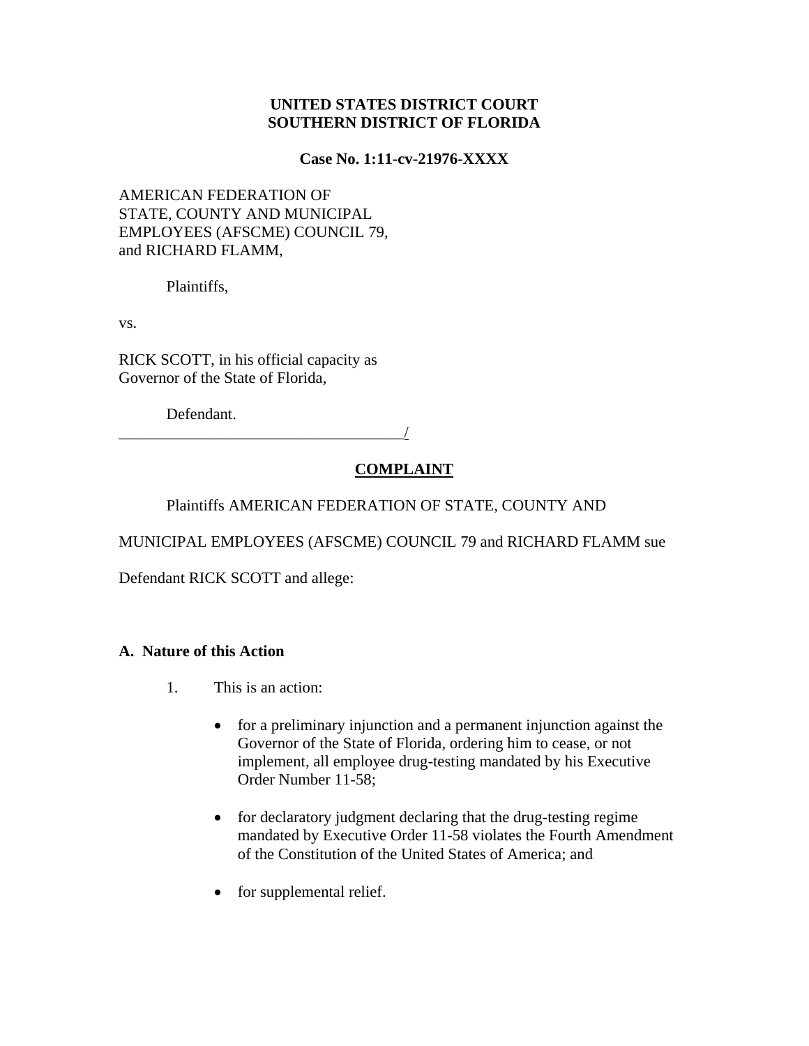**UNITED STATES DISTRICT COURT**
**SOUTHERN DISTRICT OF FLORIDA**

**Case No. 1:11-cv-21976-XXXX**

AMERICAN FEDERATION OF
STATE, COUNTY AND MUNICIPAL
EMPLOYEES (AFSCME) COUNCIL 79,
and RICHARD FLAMM,

Plaintiffs,

vs.

RICK SCOTT, in his official capacity as
Governor of the State of Florida,

Defendant.
_____________________________________/

**COMPLAINT**

Plaintiffs AMERICAN FEDERATION OF STATE, COUNTY AND MUNICIPAL EMPLOYEES (AFSCME) COUNCIL 79 and RICHARD FLAMM sue Defendant RICK SCOTT and allege:

### A. Nature of this Action

1. This is an action:

   - for a preliminary injunction and a permanent injunction against the Governor of the State of Florida, ordering him to cease, or not implement, all employee drug-testing mandated by his Executive Order Number 11-58;

   - for declaratory judgment declaring that the drug-testing regime mandated by Executive Order 11-58 violates the Fourth Amendment of the Constitution of the United States of America; and

   - for supplemental relief.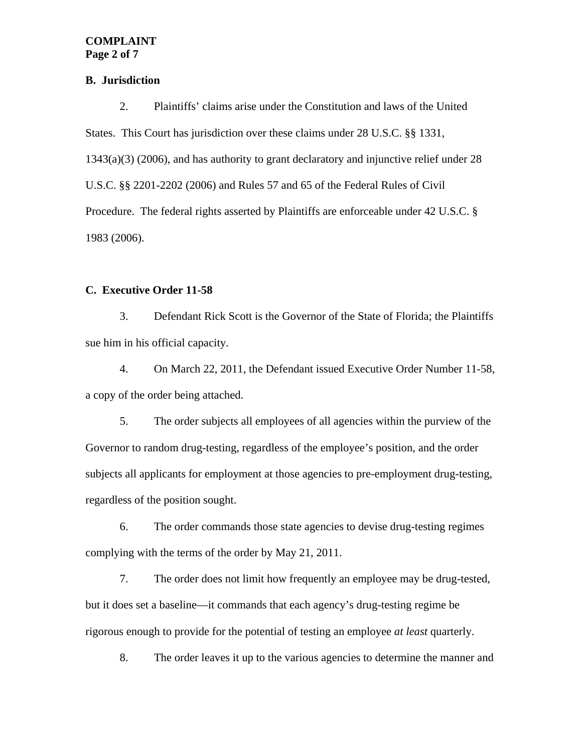### B. Jurisdiction

2. Plaintiffs' claims arise under the Constitution and laws of the United States. This Court has jurisdiction over these claims under 28 U.S.C. §§ 1331, 1343(a)(3) (2006), and has authority to grant declaratory and injunctive relief under 28 U.S.C. §§ 2201-2202 (2006) and Rules 57 and 65 of the Federal Rules of Civil Procedure. The federal rights asserted by Plaintiffs are enforceable under 42 U.S.C. § 1983 (2006).

### C. Executive Order 11-58

3. Defendant Rick Scott is the Governor of the State of Florida; the Plaintiffs sue him in his official capacity.

4. On March 22, 2011, the Defendant issued Executive Order Number 11-58, a copy of the order being attached.

5. The order subjects all employees of all agencies within the purview of the Governor to random drug-testing, regardless of the employee's position, and the order subjects all applicants for employment at those agencies to pre-employment drug-testing, regardless of the position sought.

6. The order commands those state agencies to devise drug-testing regimes complying with the terms of the order by May 21, 2011.

7. The order does not limit how frequently an employee may be drug-tested, but it does set a baseline—it commands that each agency's drug-testing regime be rigorous enough to provide for the potential of testing an employee *at least* quarterly.

8. The order leaves it up to the various agencies to determine the manner and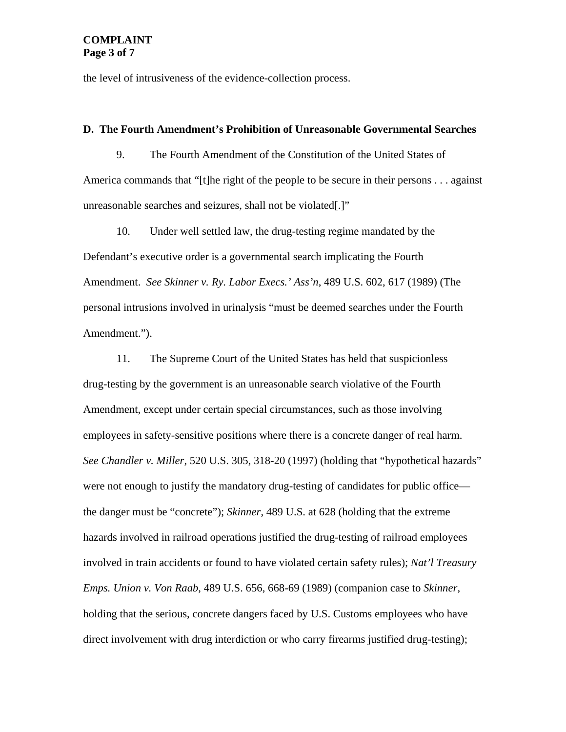the level of intrusiveness of the evidence-collection process.

**D. The Fourth Amendment's Prohibition of Unreasonable Governmental Searches**

9. The Fourth Amendment of the Constitution of the United States of America commands that "[t]he right of the people to be secure in their persons . . . against unreasonable searches and seizures, shall not be violated[.]"

10. Under well settled law, the drug-testing regime mandated by the Defendant's executive order is a governmental search implicating the Fourth Amendment. *See Skinner v. Ry. Labor Execs.' Ass'n*, 489 U.S. 602, 617 (1989) (The personal intrusions involved in urinalysis "must be deemed searches under the Fourth Amendment.").

11. The Supreme Court of the United States has held that suspicionless drug-testing by the government is an unreasonable search violative of the Fourth Amendment, except under certain special circumstances, such as those involving employees in safety-sensitive positions where there is a concrete danger of real harm. *See Chandler v. Miller*, 520 U.S. 305, 318-20 (1997) (holding that "hypothetical hazards" were not enough to justify the mandatory drug-testing of candidates for public office—the danger must be "concrete"); *Skinner*, 489 U.S. at 628 (holding that the extreme hazards involved in railroad operations justified the drug-testing of railroad employees involved in train accidents or found to have violated certain safety rules); *Nat'l Treasury Emps. Union v. Von Raab*, 489 U.S. 656, 668-69 (1989) (companion case to *Skinner*, holding that the serious, concrete dangers faced by U.S. Customs employees who have direct involvement with drug interdiction or who carry firearms justified drug-testing);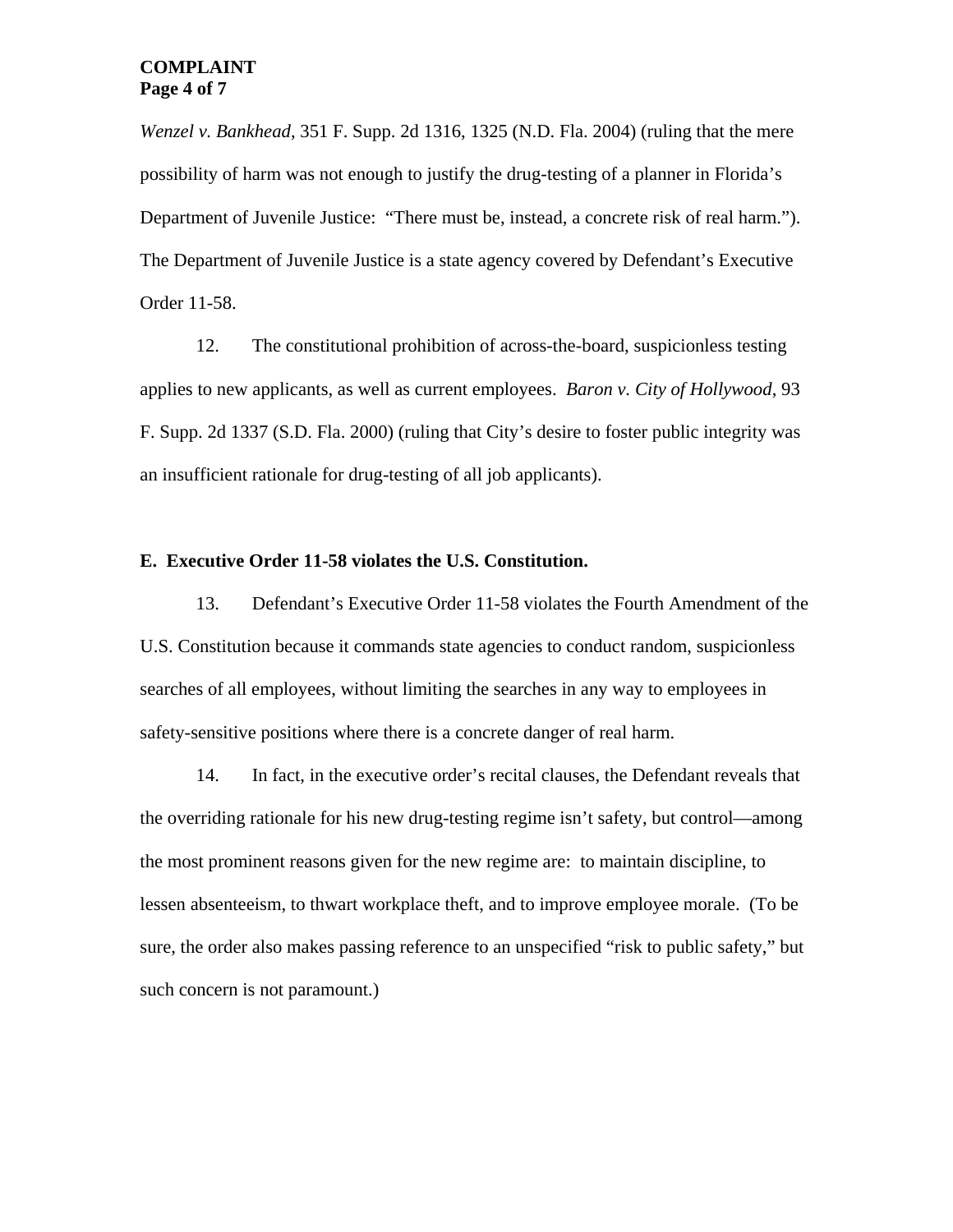*Wenzel v. Bankhead*, 351 F. Supp. 2d 1316, 1325 (N.D. Fla. 2004) (ruling that the mere possibility of harm was not enough to justify the drug-testing of a planner in Florida's Department of Juvenile Justice: "There must be, instead, a concrete risk of real harm."). The Department of Juvenile Justice is a state agency covered by Defendant's Executive Order 11-58.

12. The constitutional prohibition of across-the-board, suspicionless testing applies to new applicants, as well as current employees. *Baron v. City of Hollywood*, 93 F. Supp. 2d 1337 (S.D. Fla. 2000) (ruling that City's desire to foster public integrity was an insufficient rationale for drug-testing of all job applicants).

**E. Executive Order 11-58 violates the U.S. Constitution.**

13. Defendant's Executive Order 11-58 violates the Fourth Amendment of the U.S. Constitution because it commands state agencies to conduct random, suspicionless searches of all employees, without limiting the searches in any way to employees in safety-sensitive positions where there is a concrete danger of real harm.

14. In fact, in the executive order's recital clauses, the Defendant reveals that the overriding rationale for his new drug-testing regime isn't safety, but control—among the most prominent reasons given for the new regime are: to maintain discipline, to lessen absenteeism, to thwart workplace theft, and to improve employee morale. (To be sure, the order also makes passing reference to an unspecified "risk to public safety," but such concern is not paramount.)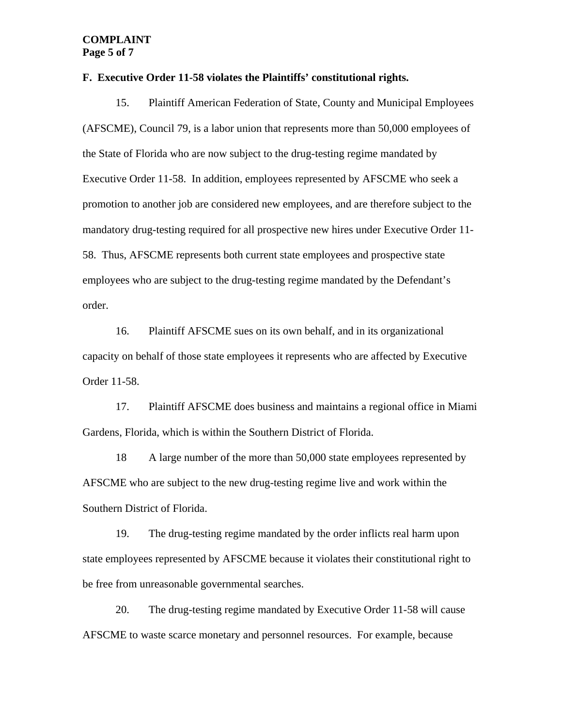**F. Executive Order 11-58 violates the Plaintiffs' constitutional rights.**

15. Plaintiff American Federation of State, County and Municipal Employees (AFSCME), Council 79, is a labor union that represents more than 50,000 employees of the State of Florida who are now subject to the drug-testing regime mandated by Executive Order 11-58. In addition, employees represented by AFSCME who seek a promotion to another job are considered new employees, and are therefore subject to the mandatory drug-testing required for all prospective new hires under Executive Order 11-58. Thus, AFSCME represents both current state employees and prospective state employees who are subject to the drug-testing regime mandated by the Defendant's order.

16. Plaintiff AFSCME sues on its own behalf, and in its organizational capacity on behalf of those state employees it represents who are affected by Executive Order 11-58.

17. Plaintiff AFSCME does business and maintains a regional office in Miami Gardens, Florida, which is within the Southern District of Florida.

18 A large number of the more than 50,000 state employees represented by AFSCME who are subject to the new drug-testing regime live and work within the Southern District of Florida.

19. The drug-testing regime mandated by the order inflicts real harm upon state employees represented by AFSCME because it violates their constitutional right to be free from unreasonable governmental searches.

20. The drug-testing regime mandated by Executive Order 11-58 will cause AFSCME to waste scarce monetary and personnel resources. For example, because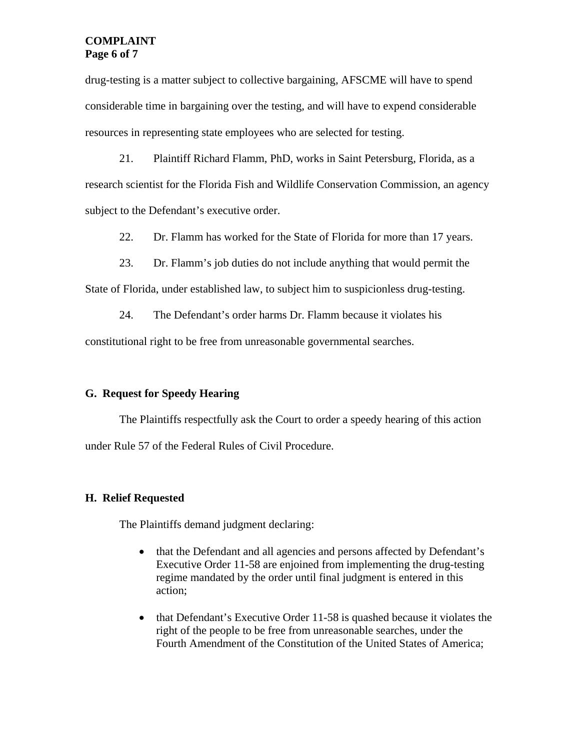drug-testing is a matter subject to collective bargaining, AFSCME will have to spend considerable time in bargaining over the testing, and will have to expend considerable resources in representing state employees who are selected for testing.

21. Plaintiff Richard Flamm, PhD, works in Saint Petersburg, Florida, as a research scientist for the Florida Fish and Wildlife Conservation Commission, an agency subject to the Defendant's executive order.

22. Dr. Flamm has worked for the State of Florida for more than 17 years.

23. Dr. Flamm's job duties do not include anything that would permit the State of Florida, under established law, to subject him to suspicionless drug-testing.

24. The Defendant's order harms Dr. Flamm because it violates his constitutional right to be free from unreasonable governmental searches.

### G. Request for Speedy Hearing

The Plaintiffs respectfully ask the Court to order a speedy hearing of this action under Rule 57 of the Federal Rules of Civil Procedure.

### H. Relief Requested

The Plaintiffs demand judgment declaring:

- that the Defendant and all agencies and persons affected by Defendant's Executive Order 11-58 are enjoined from implementing the drug-testing regime mandated by the order until final judgment is entered in this action;
- that Defendant's Executive Order 11-58 is quashed because it violates the right of the people to be free from unreasonable searches, under the Fourth Amendment of the Constitution of the United States of America;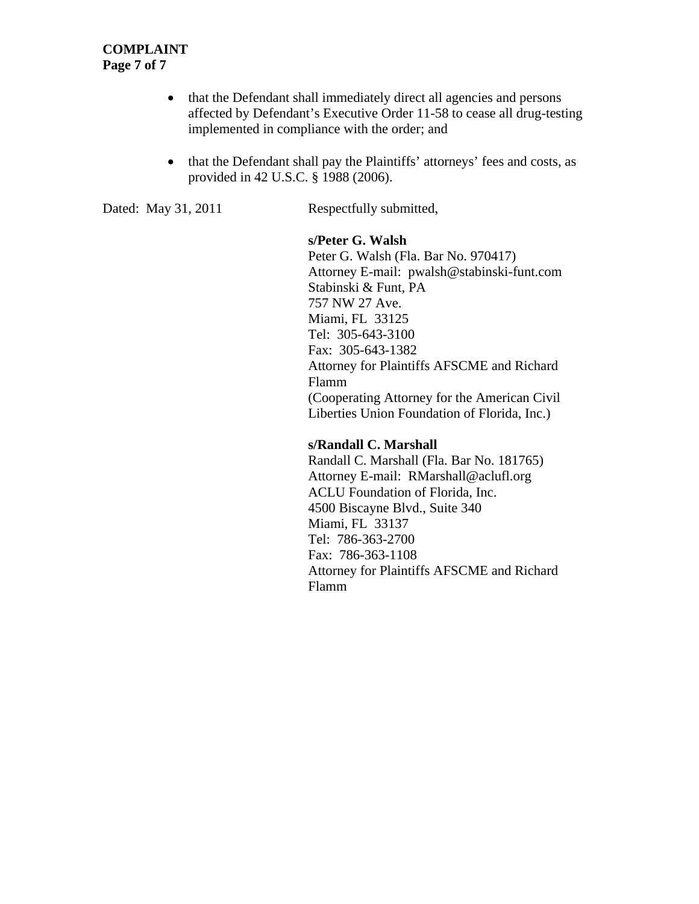- that the Defendant shall immediately direct all agencies and persons affected by Defendant's Executive Order 11-58 to cease all drug-testing implemented in compliance with the order; and

- that the Defendant shall pay the Plaintiffs' attorneys' fees and costs, as provided in 42 U.S.C. § 1988 (2006).

Dated: May 31, 2011

Respectfully submitted,

**s/Peter G. Walsh**
Peter G. Walsh (Fla. Bar No. 970417)
Attorney E-mail: pwalsh@stabinski-funt.com
Stabinski & Funt, PA
757 NW 27 Ave.
Miami, FL 33125
Tel: 305-643-3100
Fax: 305-643-1382
Attorney for Plaintiffs AFSCME and Richard Flamm
(Cooperating Attorney for the American Civil Liberties Union Foundation of Florida, Inc.)

**s/Randall C. Marshall**
Randall C. Marshall (Fla. Bar No. 181765)
Attorney E-mail: RMarshall@aclufl.org
ACLU Foundation of Florida, Inc.
4500 Biscayne Blvd., Suite 340
Miami, FL 33137
Tel: 786-363-2700
Fax: 786-363-1108
Attorney for Plaintiffs AFSCME and Richard Flamm